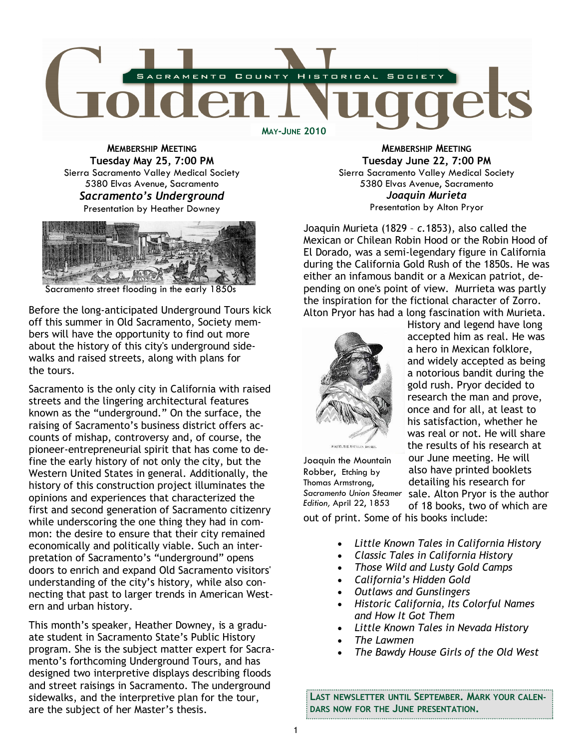# Golden Nuggets

SACRAMENTO COUNTY HISTORICAL SOCIETY

MAY-JUNE 2010

**MEMBERSHIP MEETING**
**Tuesday May 25, 7:00 PM**
Sierra Sacramento Valley Medical Society
5380 Elvas Avenue, Sacramento

## *Sacramento's Underground*

Presentation by Heather Downey

Sacramento street flooding in the early 1850s

Before the long-anticipated Underground Tours kick off this summer in Old Sacramento, Society members will have the opportunity to find out more about the history of this city's underground sidewalks and raised streets, along with plans for the tours.

Sacramento is the only city in California with raised streets and the lingering architectural features known as the "underground." On the surface, the raising of Sacramento's business district offers accounts of mishap, controversy and, of course, the pioneer-entrepreneurial spirit that has come to define the early history of not only the city, but the Western United States in general. Additionally, the history of this construction project illuminates the opinions and experiences that characterized the first and second generation of Sacramento citizenry while underscoring the one thing they had in common: the desire to ensure that their city remained economically and politically viable. Such an interpretation of Sacramento's "underground" opens doors to enrich and expand Old Sacramento visitors' understanding of the city's history, while also connecting that past to larger trends in American Western and urban history.

This month's speaker, Heather Downey, is a graduate student in Sacramento State's Public History program. She is the subject matter expert for Sacramento's forthcoming Underground Tours, and has designed two interpretive displays describing floods and street raisings in Sacramento. The underground sidewalks, and the interpretive plan for the tour, are the subject of her Master's thesis.

**MEMBERSHIP MEETING**
**Tuesday June 22, 7:00 PM**
Sierra Sacramento Valley Medical Society
5380 Elvas Avenue, Sacramento

## *Joaquin Murieta*

Presentation by Alton Pryor

Joaquin Murieta (1829 – *c.*1853), also called the Mexican or Chilean Robin Hood or the Robin Hood of El Dorado, was a semi-legendary figure in California during the California Gold Rush of the 1850s. He was either an infamous bandit or a Mexican patriot, depending on one's point of view. Murrieta was partly the inspiration for the fictional character of Zorro. Alton Pryor has had a long fascination with Murieta. History and legend have long accepted him as real. He was a hero in Mexican folklore, and widely accepted as being a notorious bandit during the gold rush. Pryor decided to research the man and prove, once and for all, at least to his satisfaction, whether he was real or not. He will share the results of his research at our June meeting. He will also have printed booklets detailing his research for sale. Alton Pryor is the author of 18 books, two of which are out of print. Some of his books include:

Joaquin the Mountain Robber, Etching by Thomas Armstrong, *Sacramento Union Steamer Edition,* April 22, 1853

- *Little Known Tales in California History*
- *Classic Tales in California History*
- *Those Wild and Lusty Gold Camps*
- *California's Hidden Gold*
- *Outlaws and Gunslingers*
- *Historic California, Its Colorful Names and How It Got Them*
- *Little Known Tales in Nevada History*
- *The Lawmen*
- *The Bawdy House Girls of the Old West*

**LAST NEWSLETTER UNTIL SEPTEMBER. MARK YOUR CALENDARS NOW FOR THE JUNE PRESENTATION.**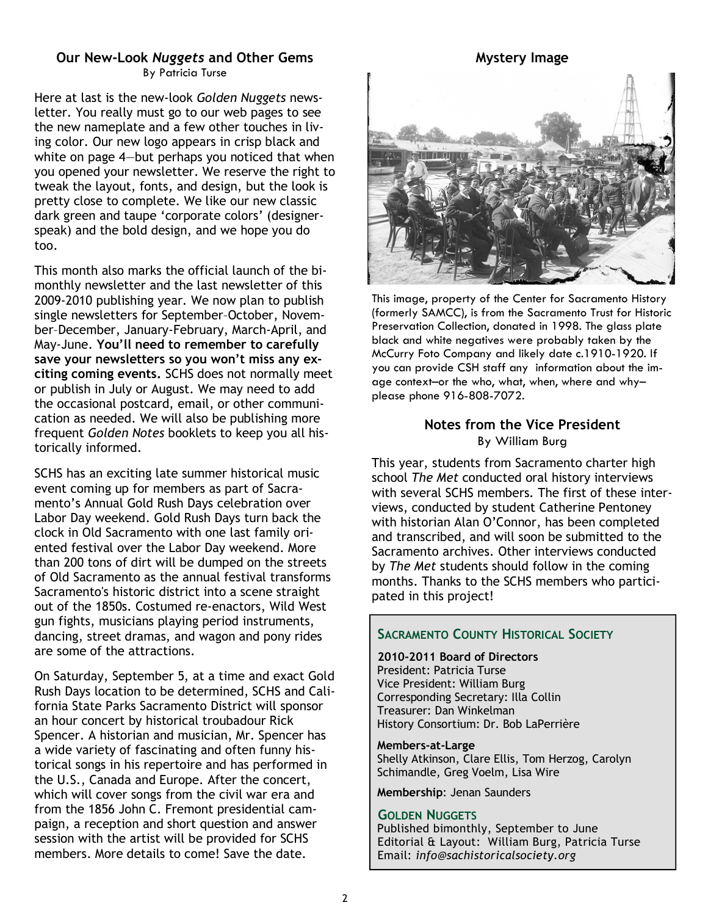## Our New-Look *Nuggets* and Other Gems

By Patricia Turse

Here at last is the new-look *Golden Nuggets* newsletter. You really must go to our web pages to see the new nameplate and a few other touches in living color. Our new logo appears in crisp black and white on page 4—but perhaps you noticed that when you opened your newsletter. We reserve the right to tweak the layout, fonts, and design, but the look is pretty close to complete. We like our new classic dark green and taupe 'corporate colors' (designer-speak) and the bold design, and we hope you do too.

This month also marks the official launch of the bimonthly newsletter and the last newsletter of this 2009-2010 publishing year. We now plan to publish single newsletters for September–October, November–December, January-February, March-April, and May-June. **You'll need to remember to carefully save your newsletters so you won't miss any exciting coming events.** SCHS does not normally meet or publish in July or August. We may need to add the occasional postcard, email, or other communication as needed. We will also be publishing more frequent *Golden Notes* booklets to keep you all historically informed.

SCHS has an exciting late summer historical music event coming up for members as part of Sacramento's Annual Gold Rush Days celebration over Labor Day weekend. Gold Rush Days turn back the clock in Old Sacramento with one last family oriented festival over the Labor Day weekend. More than 200 tons of dirt will be dumped on the streets of Old Sacramento as the annual festival transforms Sacramento's historic district into a scene straight out of the 1850s. Costumed re-enactors, Wild West gun fights, musicians playing period instruments, dancing, street dramas, and wagon and pony rides are some of the attractions.

On Saturday, September 5, at a time and exact Gold Rush Days location to be determined, SCHS and California State Parks Sacramento District will sponsor an hour concert by historical troubadour Rick Spencer. A historian and musician, Mr. Spencer has a wide variety of fascinating and often funny historical songs in his repertoire and has performed in the U.S., Canada and Europe. After the concert, which will cover songs from the civil war era and from the 1856 John C. Fremont presidential campaign, a reception and short question and answer session with the artist will be provided for SCHS members. More details to come! Save the date.

## Mystery Image

This image, property of the Center for Sacramento History (formerly SAMCC), is from the Sacramento Trust for Historic Preservation Collection, donated in 1998. The glass plate black and white negatives were probably taken by the McCurry Foto Company and likely date c.1910-1920. If you can provide CSH staff any information about the image context—or the who, what, when, where and why—please phone 916-808-7072.

## Notes from the Vice President

By William Burg

This year, students from Sacramento charter high school *The Met* conducted oral history interviews with several SCHS members. The first of these interviews, conducted by student Catherine Pentoney with historian Alan O'Connor, has been completed and transcribed, and will soon be submitted to the Sacramento archives. Other interviews conducted by *The Met* students should follow in the coming months. Thanks to the SCHS members who participated in this project!

### Sacramento County Historical Society

**2010-2011 Board of Directors**
President: Patricia Turse
Vice President: William Burg
Corresponding Secretary: Illa Collin
Treasurer: Dan Winkelman
History Consortium: Dr. Bob LaPerrière

**Members-at-Large**
Shelly Atkinson, Clare Ellis, Tom Herzog, Carolyn Schimandle, Greg Voelm, Lisa Wire

**Membership**: Jenan Saunders

### Golden Nuggets

Published bimonthly, September to June
Editorial & Layout: William Burg, Patricia Turse
Email: *info@sachistoricalsociety.org*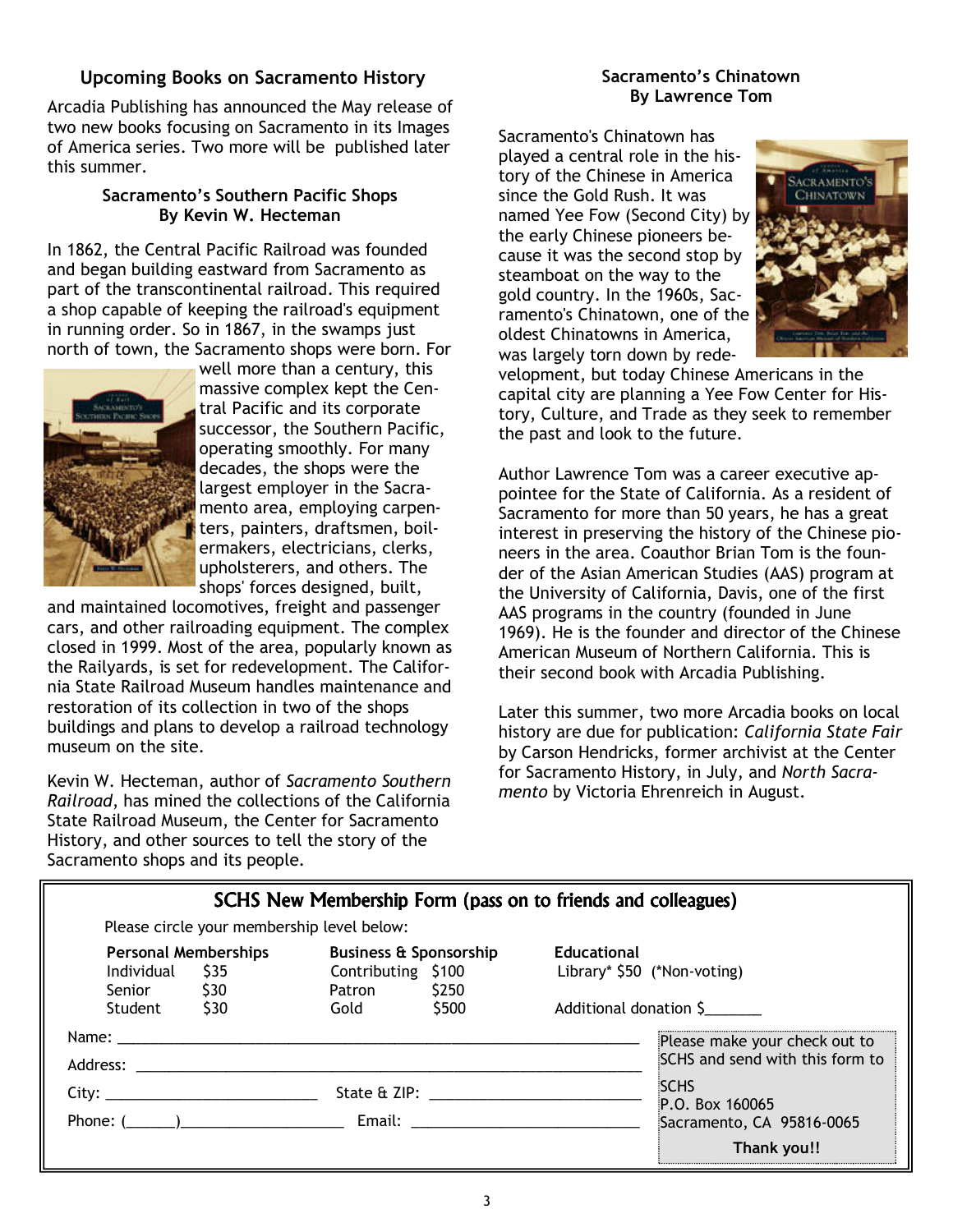## Upcoming Books on Sacramento History

Arcadia Publishing has announced the May release of two new books focusing on Sacramento in its Images of America series. Two more will be published later this summer.

### Sacramento's Southern Pacific Shops
**By Kevin W. Hecteman**

In 1862, the Central Pacific Railroad was founded and began building eastward from Sacramento as part of the transcontinental railroad. This required a shop capable of keeping the railroad's equipment in running order. So in 1867, in the swamps just north of town, the Sacramento shops were born. For well more than a century, this massive complex kept the Central Pacific and its corporate successor, the Southern Pacific, operating smoothly. For many decades, the shops were the largest employer in the Sacramento area, employing carpenters, painters, draftsmen, boilermakers, electricians, clerks, upholsterers, and others. The shops' forces designed, built, and maintained locomotives, freight and passenger cars, and other railroading equipment. The complex closed in 1999. Most of the area, popularly known as the Railyards, is set for redevelopment. The California State Railroad Museum handles maintenance and restoration of its collection in two of the shops buildings and plans to develop a railroad technology museum on the site.

Kevin W. Hecteman, author of *Sacramento Southern Railroad*, has mined the collections of the California State Railroad Museum, the Center for Sacramento History, and other sources to tell the story of the Sacramento shops and its people.

### Sacramento's Chinatown
**By Lawrence Tom**

Sacramento's Chinatown has played a central role in the history of the Chinese in America since the Gold Rush. It was named Yee Fow (Second City) by the early Chinese pioneers because it was the second stop by steamboat on the way to the gold country. In the 1960s, Sacramento's Chinatown, one of the oldest Chinatowns in America, was largely torn down by redevelopment, but today Chinese Americans in the capital city are planning a Yee Fow Center for History, Culture, and Trade as they seek to remember the past and look to the future.

Author Lawrence Tom was a career executive appointee for the State of California. As a resident of Sacramento for more than 50 years, he has a great interest in preserving the history of the Chinese pioneers in the area. Coauthor Brian Tom is the founder of the Asian American Studies (AAS) program at the University of California, Davis, one of the first AAS programs in the country (founded in June 1969). He is the founder and director of the Chinese American Museum of Northern California. This is their second book with Arcadia Publishing.

Later this summer, two more Arcadia books on local history are due for publication: *California State Fair* by Carson Hendricks, former archivist at the Center for Sacramento History, in July, and *North Sacramento* by Victoria Ehrenreich in August.

---

## SCHS New Membership Form (pass on to friends and colleagues)

Please circle your membership level below:

| Personal Memberships | | Business & Sponsorship | | Educational |
|---|---|---|---|---|
| Individual | $35 | Contributing | $100 | Library* $50 (*Non-voting) |
| Senior | $30 | Patron | $250 | |
| Student | $30 | Gold | $500 | Additional donation $_______ |

Name: ______________________________________________

Address: ____________________________________________

City: ____________________ State & ZIP: ____________________

Phone: (______)________________ Email: ______________________

Please make your check out to SCHS and send with this form to

SCHS
P.O. Box 160065
Sacramento, CA 95816-0065

**Thank you!!**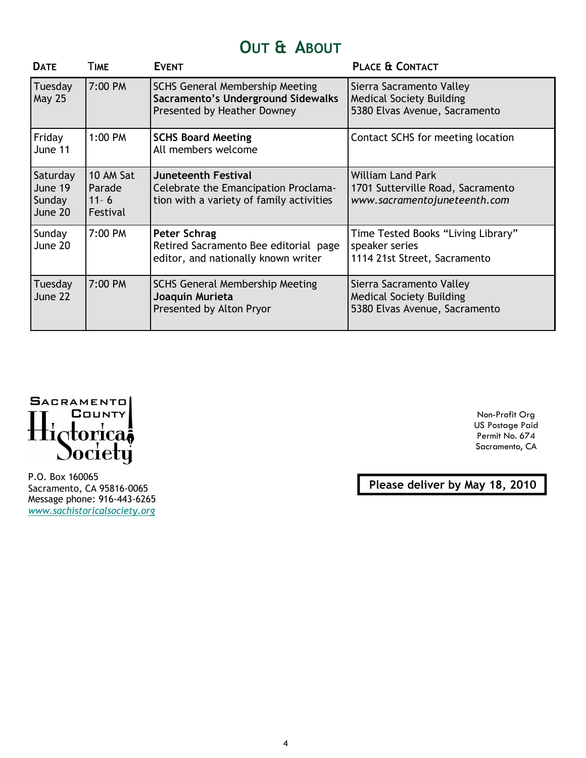# OUT & ABOUT

| DATE | TIME | EVENT | PLACE & CONTACT |
|---|---|---|---|
| Tuesday May 25 | 7:00 PM | SCHS General Membership Meeting **Sacramento's Underground Sidewalks** Presented by Heather Downey | Sierra Sacramento Valley Medical Society Building 5380 Elvas Avenue, Sacramento |
| Friday June 11 | 1:00 PM | **SCHS Board Meeting** All members welcome | Contact SCHS for meeting location |
| Saturday June 19 Sunday June 20 | 10 AM Sat Parade 11– 6 Festival | **Juneteenth Festival** Celebrate the Emancipation Proclamation with a variety of family activities | William Land Park 1701 Sutterville Road, Sacramento *www.sacramentojuneteenth.com* |
| Sunday June 20 | 7:00 PM | **Peter Schrag** Retired Sacramento Bee editorial page editor, and nationally known writer | Time Tested Books "Living Library" speaker series 1114 21st Street, Sacramento |
| Tuesday June 22 | 7:00 PM | SCHS General Membership Meeting **Joaquin Murieta** Presented by Alton Pryor | Sierra Sacramento Valley Medical Society Building 5380 Elvas Avenue, Sacramento |

Sacramento County Historical Society

P.O. Box 160065
Sacramento, CA 95816-0065
Message phone: 916-443-6265
*www.sachistoricalsociety.org*

Non-Profit Org
US Postage Paid
Permit No. 674
Sacramento, CA

**Please deliver by May 18, 2010**